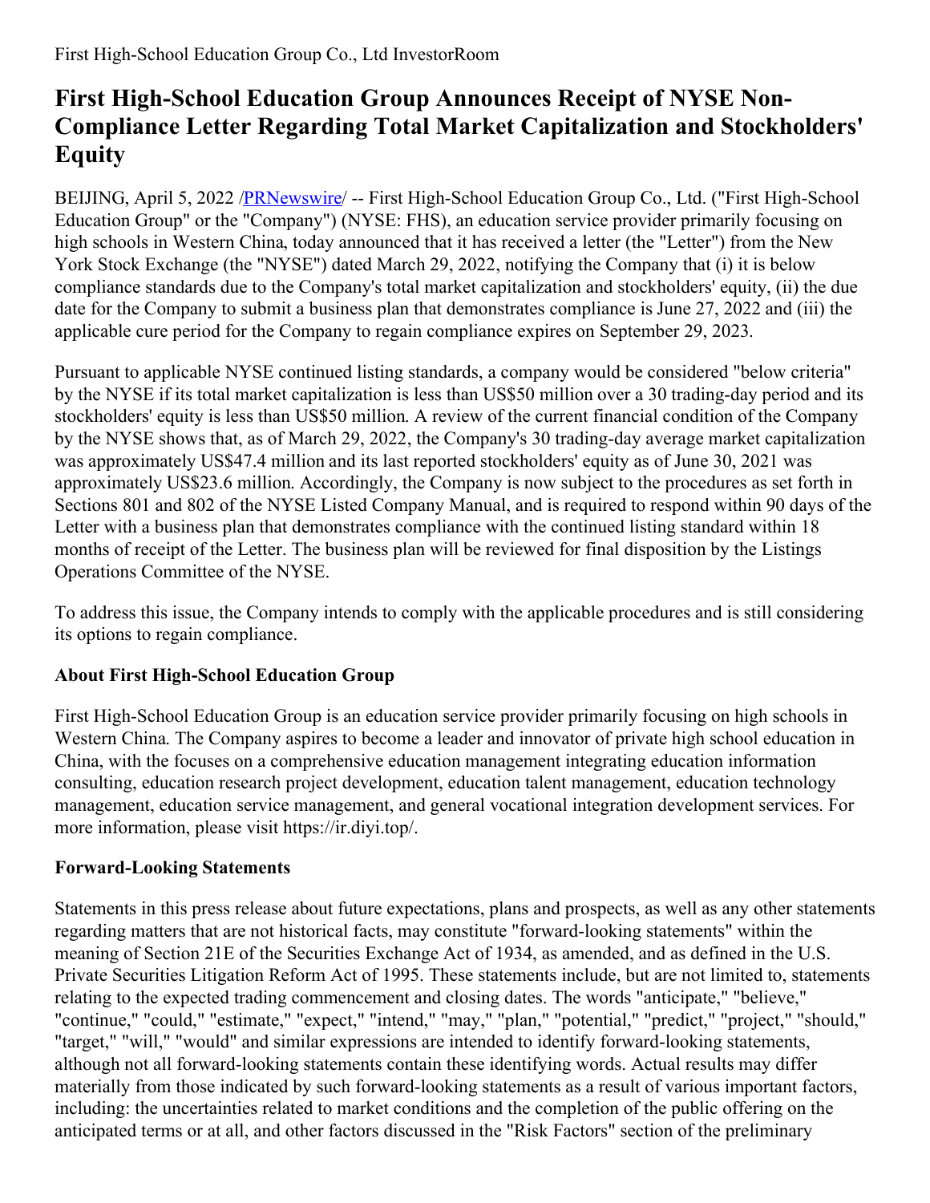First High-School Education Group Co., Ltd InvestorRoom

# First High-School Education Group Announces Receipt of NYSE Non-Compliance Letter Regarding Total Market Capitalization and Stockholders' Equity

BEIJING, April 5, 2022 /PRNewswire/ -- First High-School Education Group Co., Ltd. ("First High-School Education Group" or the "Company") (NYSE: FHS), an education service provider primarily focusing on high schools in Western China, today announced that it has received a letter (the "Letter") from the New York Stock Exchange (the "NYSE") dated March 29, 2022, notifying the Company that (i) it is below compliance standards due to the Company's total market capitalization and stockholders' equity, (ii) the due date for the Company to submit a business plan that demonstrates compliance is June 27, 2022 and (iii) the applicable cure period for the Company to regain compliance expires on September 29, 2023.

Pursuant to applicable NYSE continued listing standards, a company would be considered "below criteria" by the NYSE if its total market capitalization is less than US$50 million over a 30 trading-day period and its stockholders' equity is less than US$50 million. A review of the current financial condition of the Company by the NYSE shows that, as of March 29, 2022, the Company's 30 trading-day average market capitalization was approximately US$47.4 million and its last reported stockholders' equity as of June 30, 2021 was approximately US$23.6 million. Accordingly, the Company is now subject to the procedures as set forth in Sections 801 and 802 of the NYSE Listed Company Manual, and is required to respond within 90 days of the Letter with a business plan that demonstrates compliance with the continued listing standard within 18 months of receipt of the Letter. The business plan will be reviewed for final disposition by the Listings Operations Committee of the NYSE.

To address this issue, the Company intends to comply with the applicable procedures and is still considering its options to regain compliance.

## About First High-School Education Group

First High-School Education Group is an education service provider primarily focusing on high schools in Western China. The Company aspires to become a leader and innovator of private high school education in China, with the focuses on a comprehensive education management integrating education information consulting, education research project development, education talent management, education technology management, education service management, and general vocational integration development services. For more information, please visit https://ir.diyi.top/.

## Forward-Looking Statements

Statements in this press release about future expectations, plans and prospects, as well as any other statements regarding matters that are not historical facts, may constitute "forward-looking statements" within the meaning of Section 21E of the Securities Exchange Act of 1934, as amended, and as defined in the U.S. Private Securities Litigation Reform Act of 1995. These statements include, but are not limited to, statements relating to the expected trading commencement and closing dates. The words "anticipate," "believe," "continue," "could," "estimate," "expect," "intend," "may," "plan," "potential," "predict," "project," "should," "target," "will," "would" and similar expressions are intended to identify forward-looking statements, although not all forward-looking statements contain these identifying words. Actual results may differ materially from those indicated by such forward-looking statements as a result of various important factors, including: the uncertainties related to market conditions and the completion of the public offering on the anticipated terms or at all, and other factors discussed in the "Risk Factors" section of the preliminary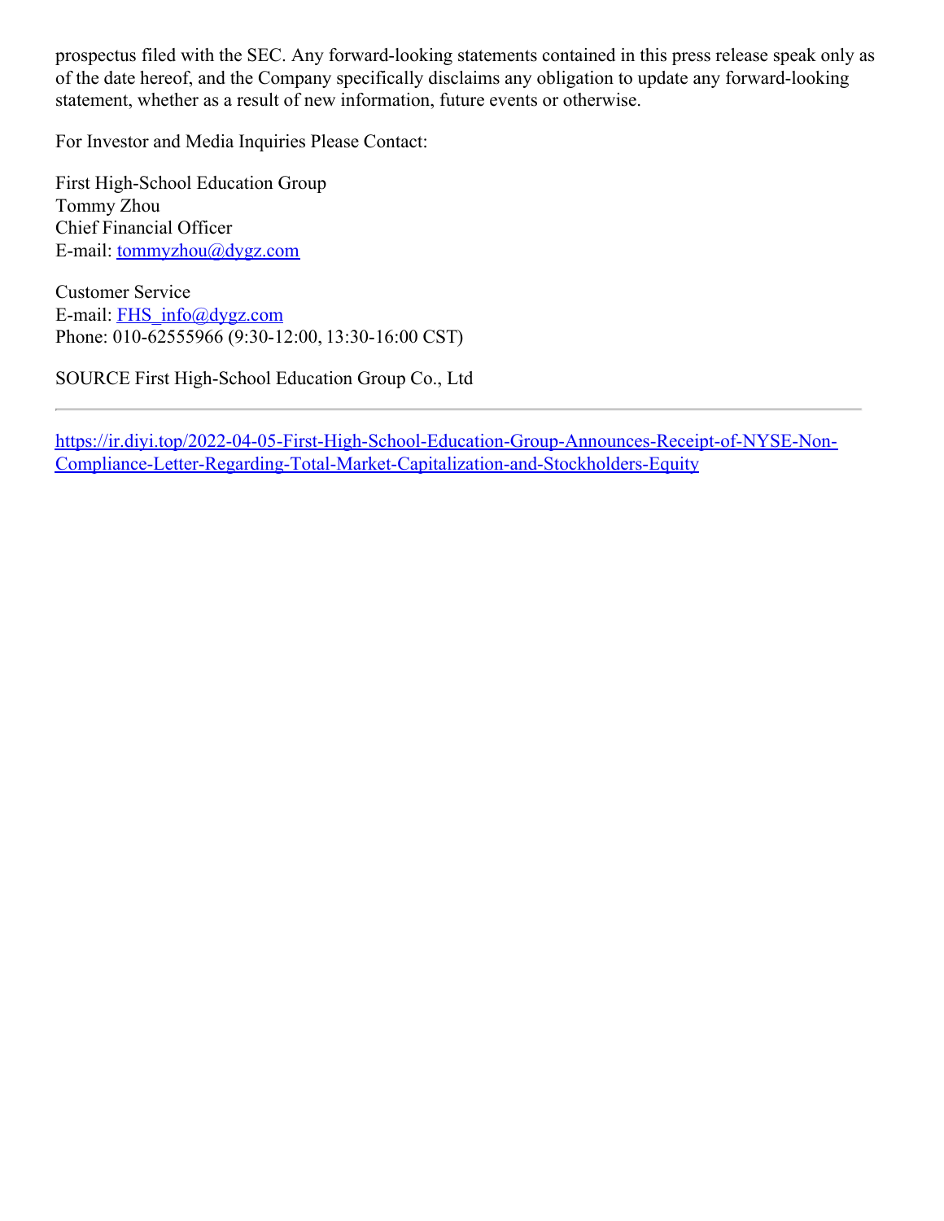prospectus filed with the SEC. Any forward-looking statements contained in this press release speak only as of the date hereof, and the Company specifically disclaims any obligation to update any forward-looking statement, whether as a result of new information, future events or otherwise.

For Investor and Media Inquiries Please Contact:

First High-School Education Group
Tommy Zhou
Chief Financial Officer
E-mail: tommyzhou@dygz.com

Customer Service
E-mail: FHS_info@dygz.com
Phone: 010-62555966 (9:30-12:00, 13:30-16:00 CST)

SOURCE First High-School Education Group Co., Ltd

---

https://ir.diyi.top/2022-04-05-First-High-School-Education-Group-Announces-Receipt-of-NYSE-Non-Compliance-Letter-Regarding-Total-Market-Capitalization-and-Stockholders-Equity